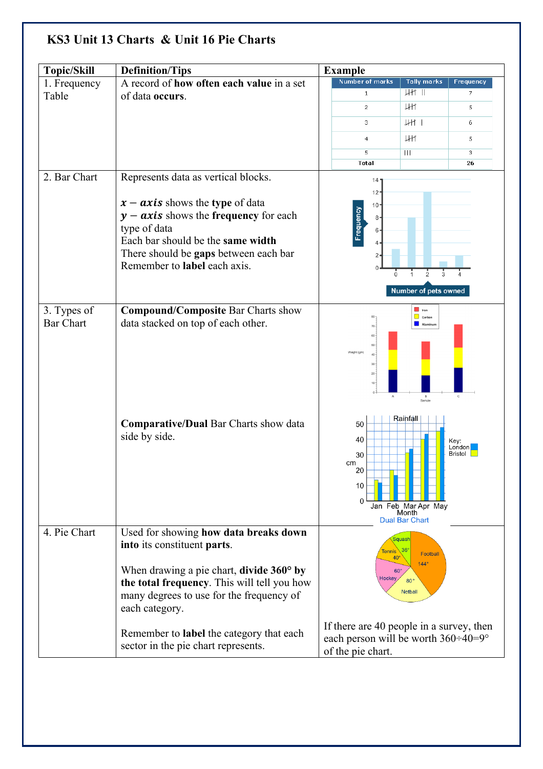# KS3 Unit 13 Charts & Unit 16 Pie Charts

| Topic/Skill | Definition/Tips | Example |
|---|---|---|
| 1. Frequency Table | A record of **how often each value** in a set of data **occurs**. | |
| 2. Bar Chart | Represents data as vertical blocks.<br><br>$x-axis$ shows the **type** of data<br>$y-axis$ shows the **frequency** for each type of data<br>Each bar should be the **same width**<br>There should be **gaps** between each bar<br>Remember to **label** each axis. | |
| 3. Types of Bar Chart | **Compound/Composite** Bar Charts show data stacked on top of each other.<br><br>**Comparative/Dual** Bar Charts show data side by side. | |
| 4. Pie Chart | Used for showing **how data breaks down into** its constituent **parts**.<br><br>When drawing a pie chart, **divide 360° by the total frequency**. This will tell you how many degrees to use for the frequency of each category.<br><br>Remember to **label** the category that each sector in the pie chart represents. | If there are 40 people in a survey, then each person will be worth 360÷40=9° of the pie chart. |

Example frequency table:

| Number of marks | Tally marks | Frequency |
|---|---|---|
| 1 | ~~IIII~~ II | 7 |
| 2 | ~~IIII~~ | 5 |
| 3 | ~~IIII~~ I | 6 |
| 4 | ~~IIII~~ | 5 |
| 5 | III | 3 |
| **Total** | | **26** |

Dual Bar Chart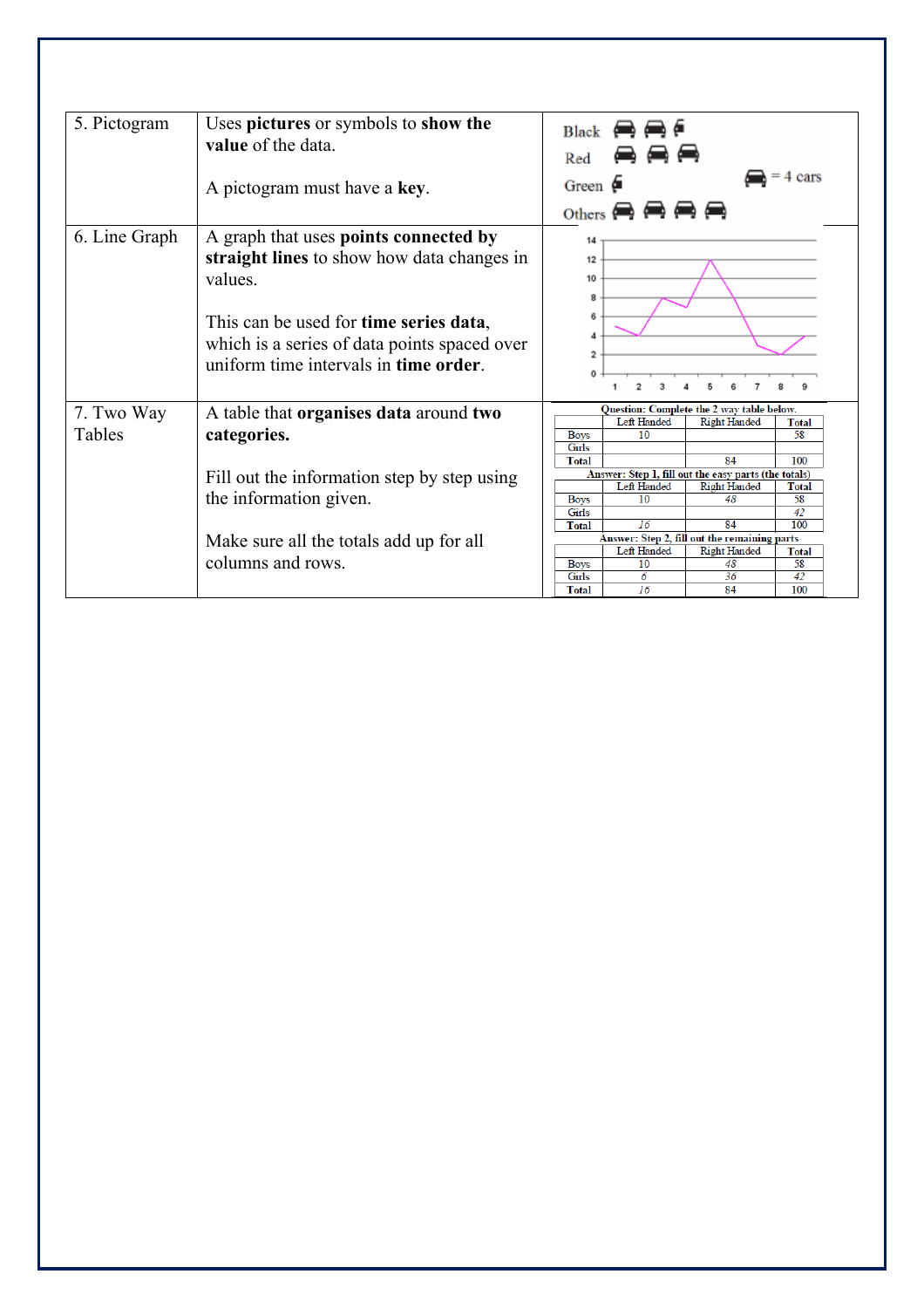| | | |
|---|---|---|
| 5. Pictogram | Uses **pictures** or symbols to **show the value** of the data.<br><br>A pictogram must have a **key**. | Black<br>Red<br>Green<br>Others<br>= 4 cars |
| 6. Line Graph | A graph that uses **points connected by straight lines** to show how data changes in values.<br><br>This can be used for **time series data**, which is a series of data points spaced over uniform time intervals in **time order**. | 14<br>12<br>10<br>8<br>6<br>4<br>2<br>0<br>1 2 3 4 5 6 7 8 9 |
| 7. Two Way Tables | A table that **organises data** around **two categories.**<br><br>Fill out the information step by step using the information given.<br><br>Make sure all the totals add up for all columns and rows. | See tables below |

**Question: Complete the 2 way table below.**

| | Left Handed | Right Handed | Total |
|---|---|---|---|
| Boys | 10 | | 58 |
| Girls | | | |
| **Total** | | 84 | 100 |

**Answer: Step 1, fill out the easy parts (the totals)**

| | Left Handed | Right Handed | Total |
|---|---|---|---|
| Boys | 10 | *48* | 58 |
| Girls | | | *42* |
| **Total** | *16* | 84 | 100 |

**Answer: Step 2, fill out the remaining parts**

| | Left Handed | Right Handed | Total |
|---|---|---|---|
| Boys | 10 | *48* | 58 |
| Girls | *6* | *36* | *42* |
| **Total** | *16* | 84 | 100 |